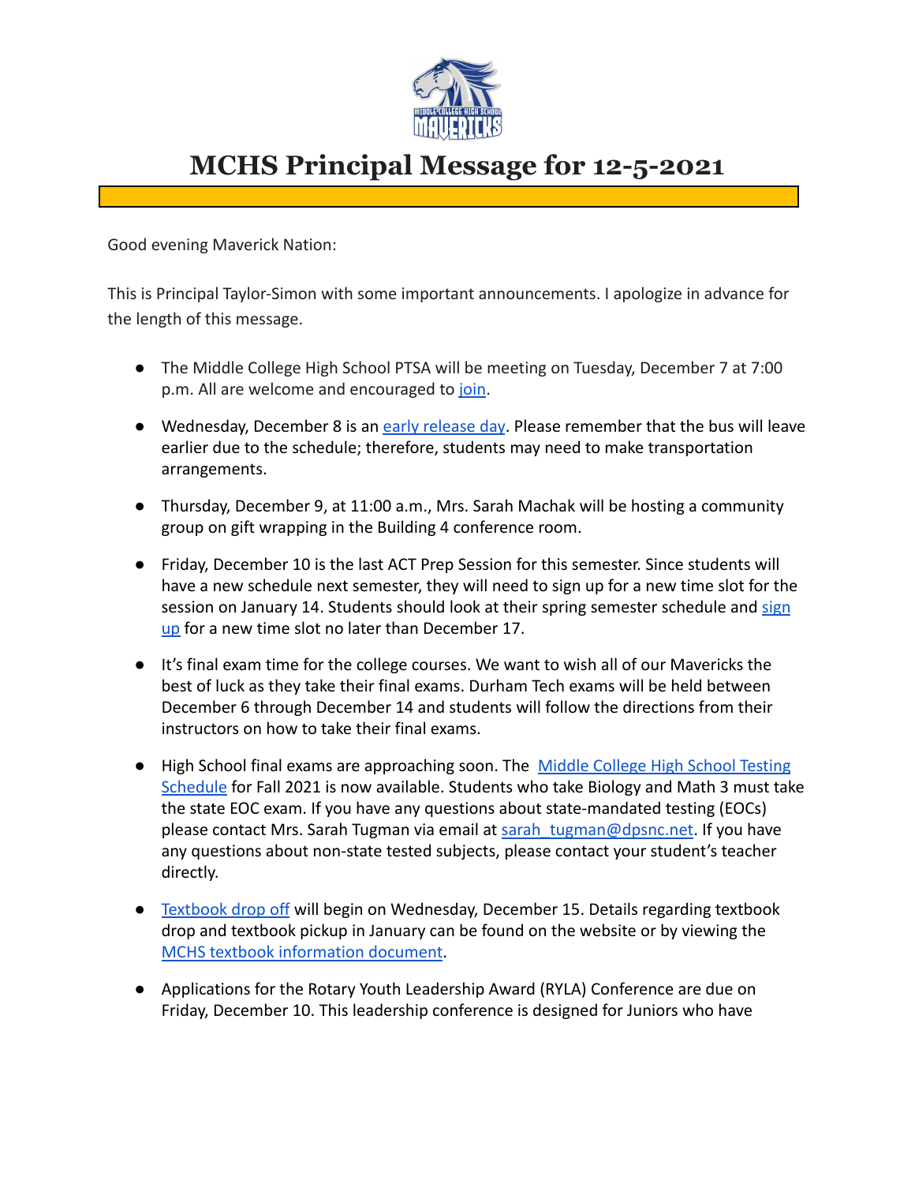# MCHS Principal Message for 12-5-2021

Good evening Maverick Nation:

This is Principal Taylor-Simon with some important announcements. I apologize in advance for the length of this message.

- The Middle College High School PTSA will be meeting on Tuesday, December 7 at 7:00 p.m. All are welcome and encouraged to join.
- Wednesday, December 8 is an early release day. Please remember that the bus will leave earlier due to the schedule; therefore, students may need to make transportation arrangements.
- Thursday, December 9, at 11:00 a.m., Mrs. Sarah Machak will be hosting a community group on gift wrapping in the Building 4 conference room.
- Friday, December 10 is the last ACT Prep Session for this semester. Since students will have a new schedule next semester, they will need to sign up for a new time slot for the session on January 14. Students should look at their spring semester schedule and sign up for a new time slot no later than December 17.
- It's final exam time for the college courses. We want to wish all of our Mavericks the best of luck as they take their final exams. Durham Tech exams will be held between December 6 through December 14 and students will follow the directions from their instructors on how to take their final exams.
- High School final exams are approaching soon. The Middle College High School Testing Schedule for Fall 2021 is now available. Students who take Biology and Math 3 must take the state EOC exam. If you have any questions about state-mandated testing (EOCs) please contact Mrs. Sarah Tugman via email at sarah_tugman@dpsnc.net. If you have any questions about non-state tested subjects, please contact your student's teacher directly.
- Textbook drop off will begin on Wednesday, December 15. Details regarding textbook drop and textbook pickup in January can be found on the website or by viewing the MCHS textbook information document.
- Applications for the Rotary Youth Leadership Award (RYLA) Conference are due on Friday, December 10. This leadership conference is designed for Juniors who have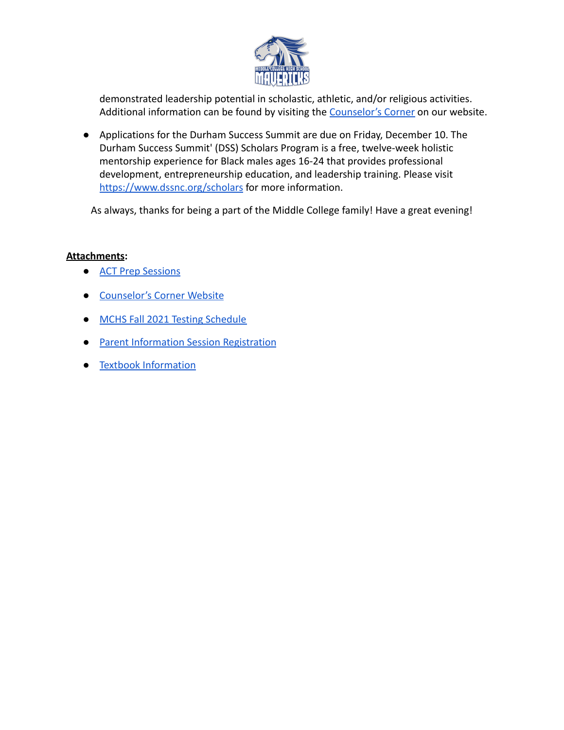demonstrated leadership potential in scholastic, athletic, and/or religious activities. Additional information can be found by visiting the Counselor's Corner on our website.

- Applications for the Durham Success Summit are due on Friday, December 10. The Durham Success Summit' (DSS) Scholars Program is a free, twelve-week holistic mentorship experience for Black males ages 16-24 that provides professional development, entrepreneurship education, and leadership training. Please visit https://www.dssnc.org/scholars for more information.

As always, thanks for being a part of the Middle College family! Have a great evening!

**Attachments**:

- ACT Prep Sessions
- Counselor's Corner Website
- MCHS Fall 2021 Testing Schedule
- Parent Information Session Registration
- Textbook Information